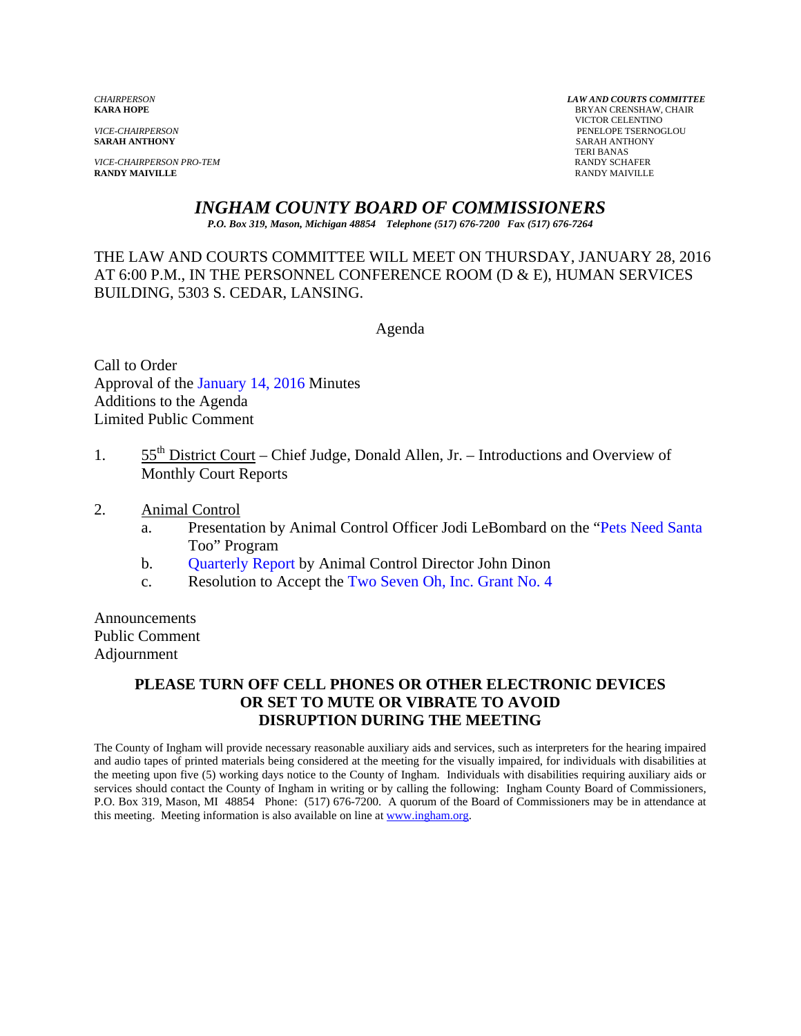*CHAIRPERSON*
**KARA HOPE**

*VICE-CHAIRPERSON*
**SARAH ANTHONY**

*VICE-CHAIRPERSON PRO-TEM*
**RANDY MAIVILLE**

***LAW AND COURTS COMMITTEE***
BRYAN CRENSHAW, CHAIR
VICTOR CELENTINO
PENELOPE TSERNOGLOU
SARAH ANTHONY
TERI BANAS
RANDY SCHAFER
RANDY MAIVILLE

# *INGHAM COUNTY BOARD OF COMMISSIONERS*

***P.O. Box 319, Mason, Michigan 48854 Telephone (517) 676-7200 Fax (517) 676-7264***

THE LAW AND COURTS COMMITTEE WILL MEET ON THURSDAY, JANUARY 28, 2016 AT 6:00 P.M., IN THE PERSONNEL CONFERENCE ROOM (D & E), HUMAN SERVICES BUILDING, 5303 S. CEDAR, LANSING.

Agenda

Call to Order
Approval of the January 14, 2016 Minutes
Additions to the Agenda
Limited Public Comment

1. 55th District Court – Chief Judge, Donald Allen, Jr. – Introductions and Overview of Monthly Court Reports

2. Animal Control
   a. Presentation by Animal Control Officer Jodi LeBombard on the "Pets Need Santa Too" Program
   b. Quarterly Report by Animal Control Director John Dinon
   c. Resolution to Accept the Two Seven Oh, Inc. Grant No. 4

Announcements
Public Comment
Adjournment

**PLEASE TURN OFF CELL PHONES OR OTHER ELECTRONIC DEVICES OR SET TO MUTE OR VIBRATE TO AVOID DISRUPTION DURING THE MEETING**

The County of Ingham will provide necessary reasonable auxiliary aids and services, such as interpreters for the hearing impaired and audio tapes of printed materials being considered at the meeting for the visually impaired, for individuals with disabilities at the meeting upon five (5) working days notice to the County of Ingham. Individuals with disabilities requiring auxiliary aids or services should contact the County of Ingham in writing or by calling the following: Ingham County Board of Commissioners, P.O. Box 319, Mason, MI 48854 Phone: (517) 676-7200. A quorum of the Board of Commissioners may be in attendance at this meeting. Meeting information is also available on line at www.ingham.org.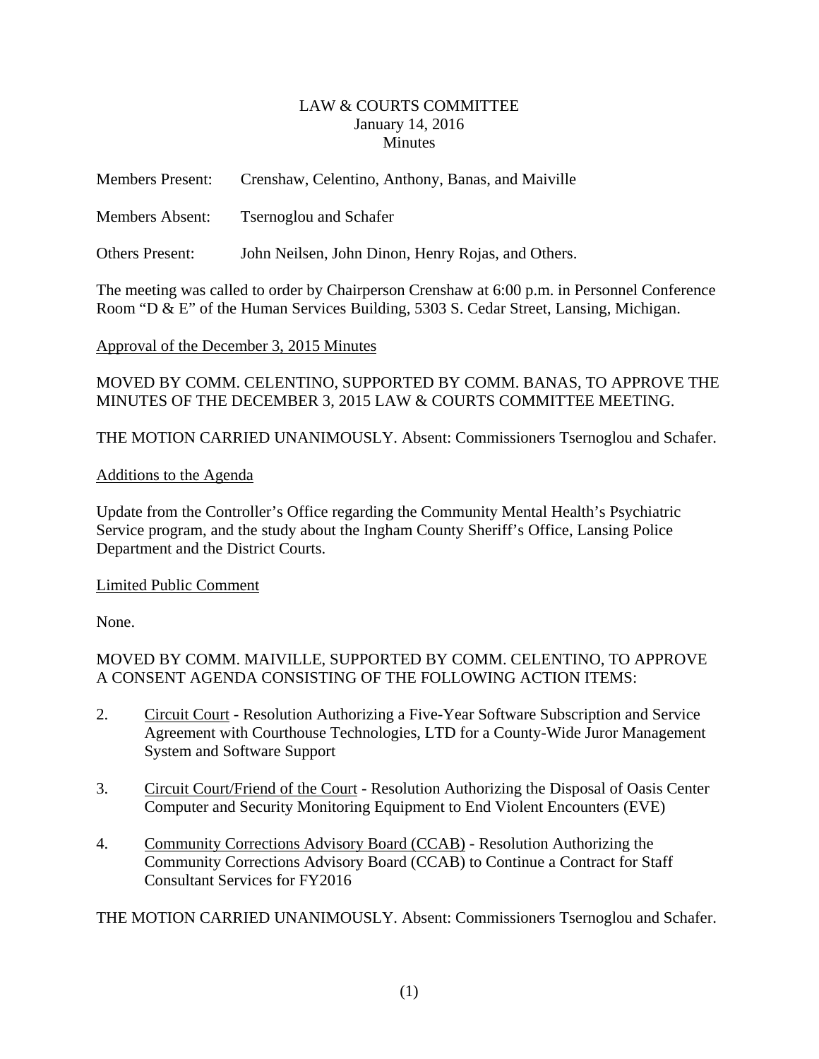LAW & COURTS COMMITTEE
January 14, 2016
Minutes

Members Present: Crenshaw, Celentino, Anthony, Banas, and Maiville

Members Absent: Tsernoglou and Schafer

Others Present: John Neilsen, John Dinon, Henry Rojas, and Others.

The meeting was called to order by Chairperson Crenshaw at 6:00 p.m. in Personnel Conference Room "D & E" of the Human Services Building, 5303 S. Cedar Street, Lansing, Michigan.

Approval of the December 3, 2015 Minutes

MOVED BY COMM. CELENTINO, SUPPORTED BY COMM. BANAS, TO APPROVE THE MINUTES OF THE DECEMBER 3, 2015 LAW & COURTS COMMITTEE MEETING.

THE MOTION CARRIED UNANIMOUSLY. Absent: Commissioners Tsernoglou and Schafer.

Additions to the Agenda

Update from the Controller's Office regarding the Community Mental Health's Psychiatric Service program, and the study about the Ingham County Sheriff's Office, Lansing Police Department and the District Courts.

Limited Public Comment

None.

MOVED BY COMM. MAIVILLE, SUPPORTED BY COMM. CELENTINO, TO APPROVE A CONSENT AGENDA CONSISTING OF THE FOLLOWING ACTION ITEMS:

2. Circuit Court - Resolution Authorizing a Five-Year Software Subscription and Service Agreement with Courthouse Technologies, LTD for a County-Wide Juror Management System and Software Support

3. Circuit Court/Friend of the Court - Resolution Authorizing the Disposal of Oasis Center Computer and Security Monitoring Equipment to End Violent Encounters (EVE)

4. Community Corrections Advisory Board (CCAB) - Resolution Authorizing the Community Corrections Advisory Board (CCAB) to Continue a Contract for Staff Consultant Services for FY2016

THE MOTION CARRIED UNANIMOUSLY. Absent: Commissioners Tsernoglou and Schafer.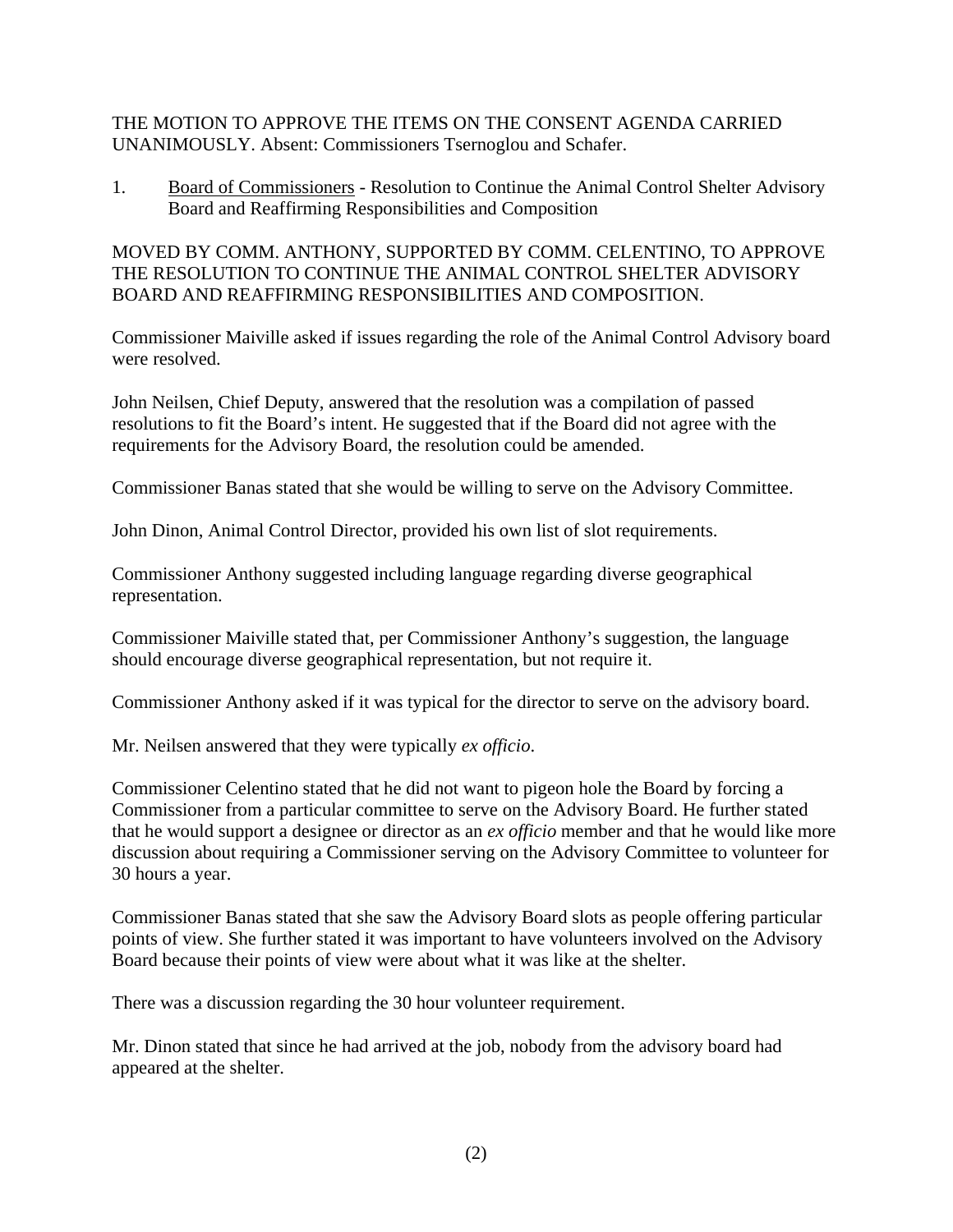THE MOTION TO APPROVE THE ITEMS ON THE CONSENT AGENDA CARRIED UNANIMOUSLY. Absent: Commissioners Tsernoglou and Schafer.

1. Board of Commissioners - Resolution to Continue the Animal Control Shelter Advisory Board and Reaffirming Responsibilities and Composition

MOVED BY COMM. ANTHONY, SUPPORTED BY COMM. CELENTINO, TO APPROVE THE RESOLUTION TO CONTINUE THE ANIMAL CONTROL SHELTER ADVISORY BOARD AND REAFFIRMING RESPONSIBILITIES AND COMPOSITION.

Commissioner Maiville asked if issues regarding the role of the Animal Control Advisory board were resolved.

John Neilsen, Chief Deputy, answered that the resolution was a compilation of passed resolutions to fit the Board's intent. He suggested that if the Board did not agree with the requirements for the Advisory Board, the resolution could be amended.

Commissioner Banas stated that she would be willing to serve on the Advisory Committee.

John Dinon, Animal Control Director, provided his own list of slot requirements.

Commissioner Anthony suggested including language regarding diverse geographical representation.

Commissioner Maiville stated that, per Commissioner Anthony's suggestion, the language should encourage diverse geographical representation, but not require it.

Commissioner Anthony asked if it was typical for the director to serve on the advisory board.

Mr. Neilsen answered that they were typically *ex officio*.

Commissioner Celentino stated that he did not want to pigeon hole the Board by forcing a Commissioner from a particular committee to serve on the Advisory Board. He further stated that he would support a designee or director as an *ex officio* member and that he would like more discussion about requiring a Commissioner serving on the Advisory Committee to volunteer for 30 hours a year.

Commissioner Banas stated that she saw the Advisory Board slots as people offering particular points of view. She further stated it was important to have volunteers involved on the Advisory Board because their points of view were about what it was like at the shelter.

There was a discussion regarding the 30 hour volunteer requirement.

Mr. Dinon stated that since he had arrived at the job, nobody from the advisory board had appeared at the shelter.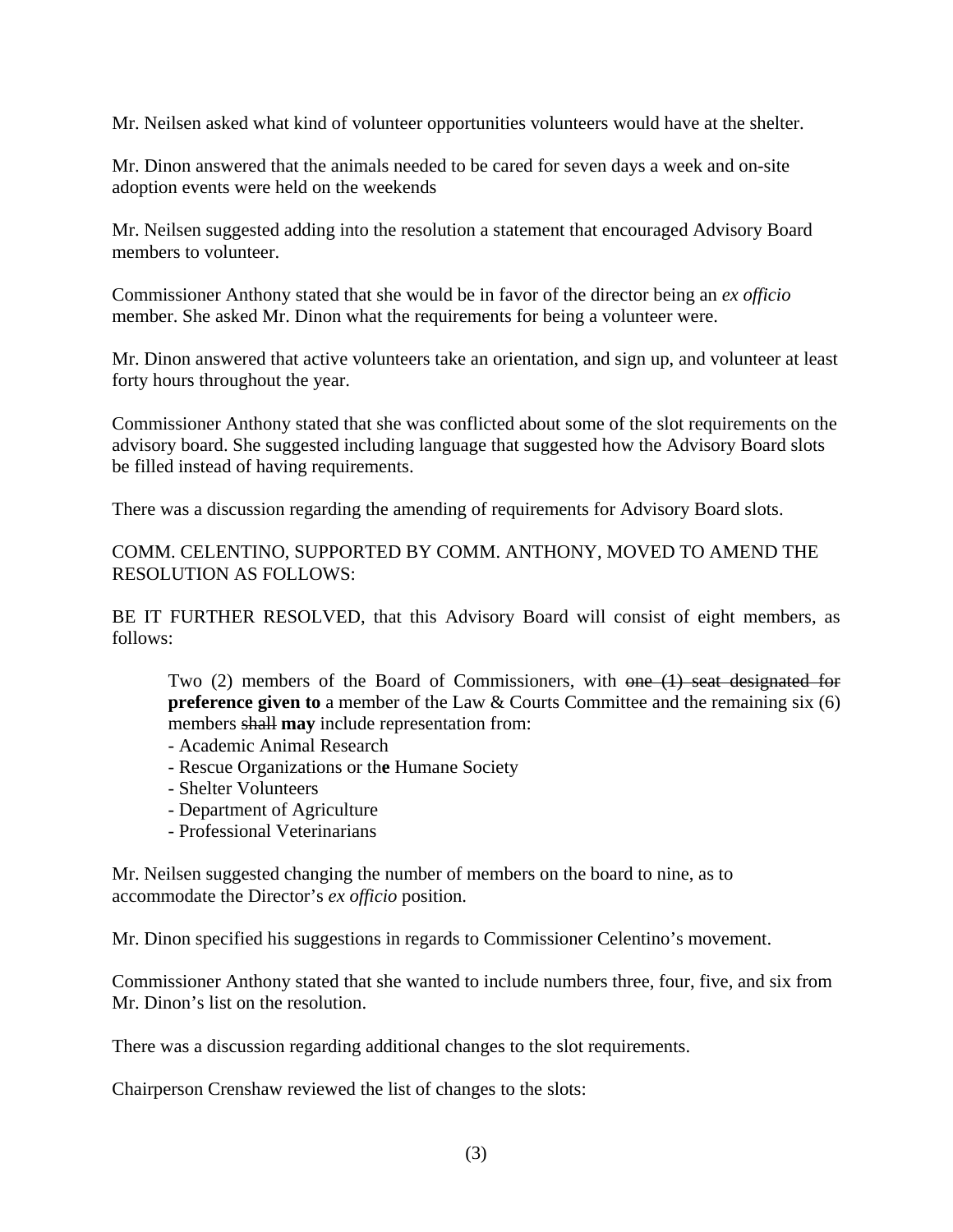Mr. Neilsen asked what kind of volunteer opportunities volunteers would have at the shelter.

Mr. Dinon answered that the animals needed to be cared for seven days a week and on-site adoption events were held on the weekends

Mr. Neilsen suggested adding into the resolution a statement that encouraged Advisory Board members to volunteer.

Commissioner Anthony stated that she would be in favor of the director being an *ex officio* member. She asked Mr. Dinon what the requirements for being a volunteer were.

Mr. Dinon answered that active volunteers take an orientation, and sign up, and volunteer at least forty hours throughout the year.

Commissioner Anthony stated that she was conflicted about some of the slot requirements on the advisory board. She suggested including language that suggested how the Advisory Board slots be filled instead of having requirements.

There was a discussion regarding the amending of requirements for Advisory Board slots.

COMM. CELENTINO, SUPPORTED BY COMM. ANTHONY, MOVED TO AMEND THE RESOLUTION AS FOLLOWS:

BE IT FURTHER RESOLVED, that this Advisory Board will consist of eight members, as follows:

> Two (2) members of the Board of Commissioners, with ~~one (1) seat designated for~~ **preference given to** a member of the Law & Courts Committee and the remaining six (6) members ~~shall~~ **may** include representation from:
> - Academic Animal Research
> - Rescue Organizations or th**e** Humane Society
> - Shelter Volunteers
> - Department of Agriculture
> - Professional Veterinarians

Mr. Neilsen suggested changing the number of members on the board to nine, as to accommodate the Director's *ex officio* position.

Mr. Dinon specified his suggestions in regards to Commissioner Celentino's movement.

Commissioner Anthony stated that she wanted to include numbers three, four, five, and six from Mr. Dinon's list on the resolution.

There was a discussion regarding additional changes to the slot requirements.

Chairperson Crenshaw reviewed the list of changes to the slots: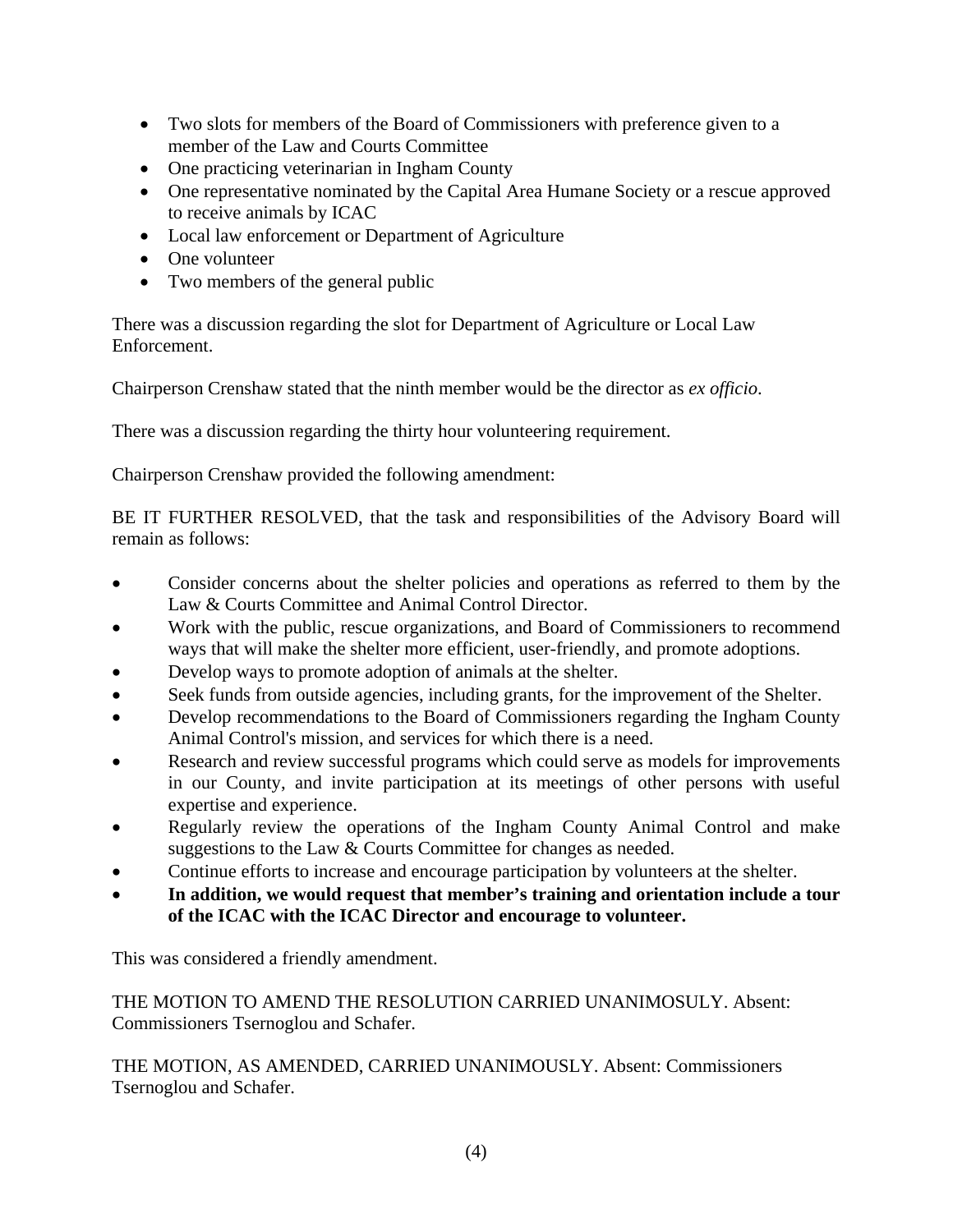- Two slots for members of the Board of Commissioners with preference given to a member of the Law and Courts Committee
- One practicing veterinarian in Ingham County
- One representative nominated by the Capital Area Humane Society or a rescue approved to receive animals by ICAC
- Local law enforcement or Department of Agriculture
- One volunteer
- Two members of the general public

There was a discussion regarding the slot for Department of Agriculture or Local Law Enforcement.

Chairperson Crenshaw stated that the ninth member would be the director as *ex officio*.

There was a discussion regarding the thirty hour volunteering requirement.

Chairperson Crenshaw provided the following amendment:

BE IT FURTHER RESOLVED, that the task and responsibilities of the Advisory Board will remain as follows:

- Consider concerns about the shelter policies and operations as referred to them by the Law & Courts Committee and Animal Control Director.
- Work with the public, rescue organizations, and Board of Commissioners to recommend ways that will make the shelter more efficient, user-friendly, and promote adoptions.
- Develop ways to promote adoption of animals at the shelter.
- Seek funds from outside agencies, including grants, for the improvement of the Shelter.
- Develop recommendations to the Board of Commissioners regarding the Ingham County Animal Control's mission, and services for which there is a need.
- Research and review successful programs which could serve as models for improvements in our County, and invite participation at its meetings of other persons with useful expertise and experience.
- Regularly review the operations of the Ingham County Animal Control and make suggestions to the Law & Courts Committee for changes as needed.
- Continue efforts to increase and encourage participation by volunteers at the shelter.
- **In addition, we would request that member's training and orientation include a tour of the ICAC with the ICAC Director and encourage to volunteer.**

This was considered a friendly amendment.

THE MOTION TO AMEND THE RESOLUTION CARRIED UNANIMOSULY. Absent: Commissioners Tsernoglou and Schafer.

THE MOTION, AS AMENDED, CARRIED UNANIMOUSLY. Absent: Commissioners Tsernoglou and Schafer.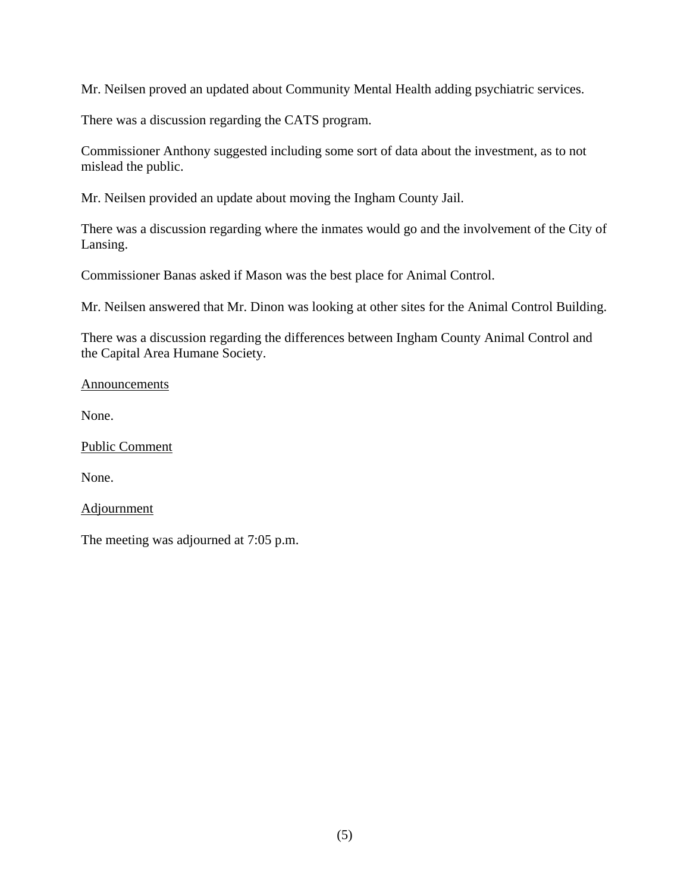Mr. Neilsen proved an updated about Community Mental Health adding psychiatric services.

There was a discussion regarding the CATS program.

Commissioner Anthony suggested including some sort of data about the investment, as to not mislead the public.

Mr. Neilsen provided an update about moving the Ingham County Jail.

There was a discussion regarding where the inmates would go and the involvement of the City of Lansing.

Commissioner Banas asked if Mason was the best place for Animal Control.

Mr. Neilsen answered that Mr. Dinon was looking at other sites for the Animal Control Building.

There was a discussion regarding the differences between Ingham County Animal Control and the Capital Area Humane Society.

Announcements

None.

Public Comment

None.

Adjournment

The meeting was adjourned at 7:05 p.m.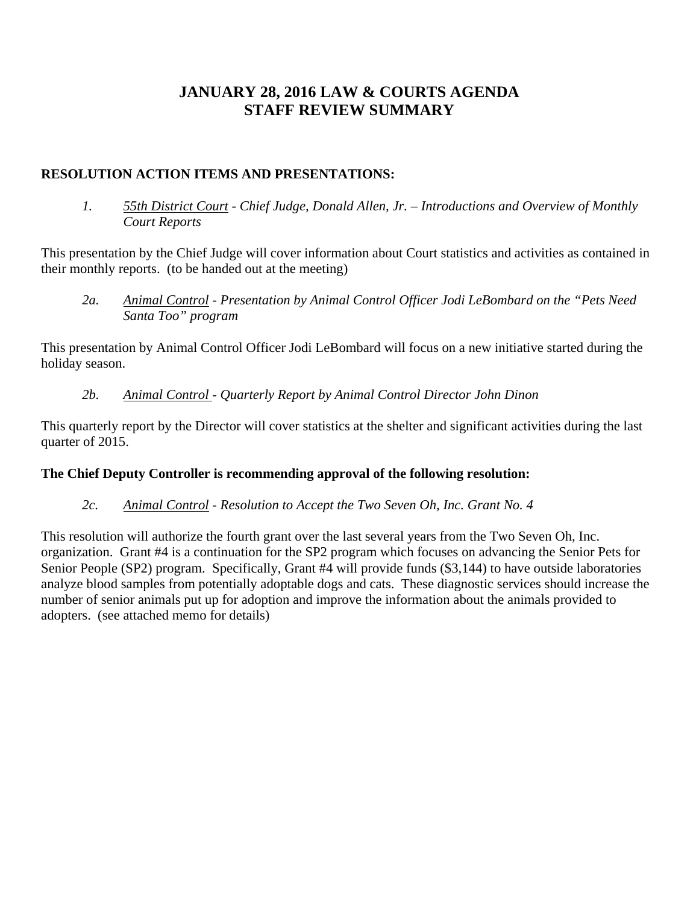# JANUARY 28, 2016 LAW & COURTS AGENDA
# STAFF REVIEW SUMMARY

**RESOLUTION ACTION ITEMS AND PRESENTATIONS:**

*1. 55th District Court - Chief Judge, Donald Allen, Jr. – Introductions and Overview of Monthly Court Reports*

This presentation by the Chief Judge will cover information about Court statistics and activities as contained in their monthly reports. (to be handed out at the meeting)

*2a. Animal Control - Presentation by Animal Control Officer Jodi LeBombard on the "Pets Need Santa Too" program*

This presentation by Animal Control Officer Jodi LeBombard will focus on a new initiative started during the holiday season.

*2b. Animal Control - Quarterly Report by Animal Control Director John Dinon*

This quarterly report by the Director will cover statistics at the shelter and significant activities during the last quarter of 2015.

**The Chief Deputy Controller is recommending approval of the following resolution:**

*2c. Animal Control - Resolution to Accept the Two Seven Oh, Inc. Grant No. 4*

This resolution will authorize the fourth grant over the last several years from the Two Seven Oh, Inc. organization. Grant #4 is a continuation for the SP2 program which focuses on advancing the Senior Pets for Senior People (SP2) program. Specifically, Grant #4 will provide funds ($3,144) to have outside laboratories analyze blood samples from potentially adoptable dogs and cats. These diagnostic services should increase the number of senior animals put up for adoption and improve the information about the animals provided to adopters. (see attached memo for details)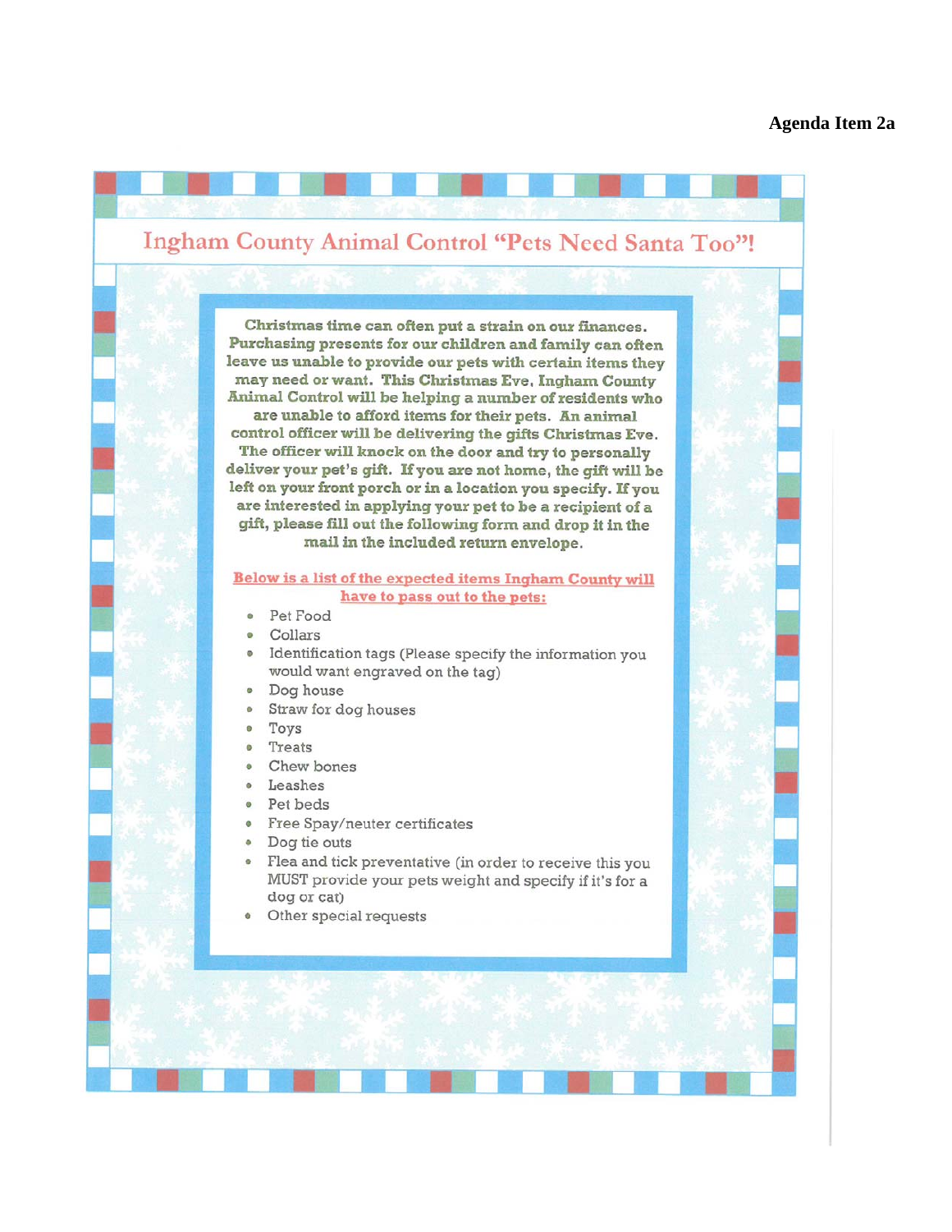Agenda Item 2a

# Ingham County Animal Control "Pets Need Santa Too"!

**Christmas time can often put a strain on our finances. Purchasing presents for our children and family can often leave us unable to provide our pets with certain items they may need or want. This Christmas Eve, Ingham County Animal Control will be helping a number of residents who are unable to afford items for their pets. An animal control officer will be delivering the gifts Christmas Eve. The officer will knock on the door and try to personally deliver your pet's gift. If you are not home, the gift will be left on your front porch or in a location you specify. If you are interested in applying your pet to be a recipient of a gift, please fill out the following form and drop it in the mail in the included return envelope.**

**Below is a list of the expected items Ingham County will have to pass out to the pets:**

- Pet Food
- Collars
- Identification tags (Please specify the information you would want engraved on the tag)
- Dog house
- Straw for dog houses
- Toys
- Treats
- Chew bones
- Leashes
- Pet beds
- Free Spay/neuter certificates
- Dog tie outs
- Flea and tick preventative (in order to receive this you MUST provide your pets weight and specify if it's for a dog or cat)
- Other special requests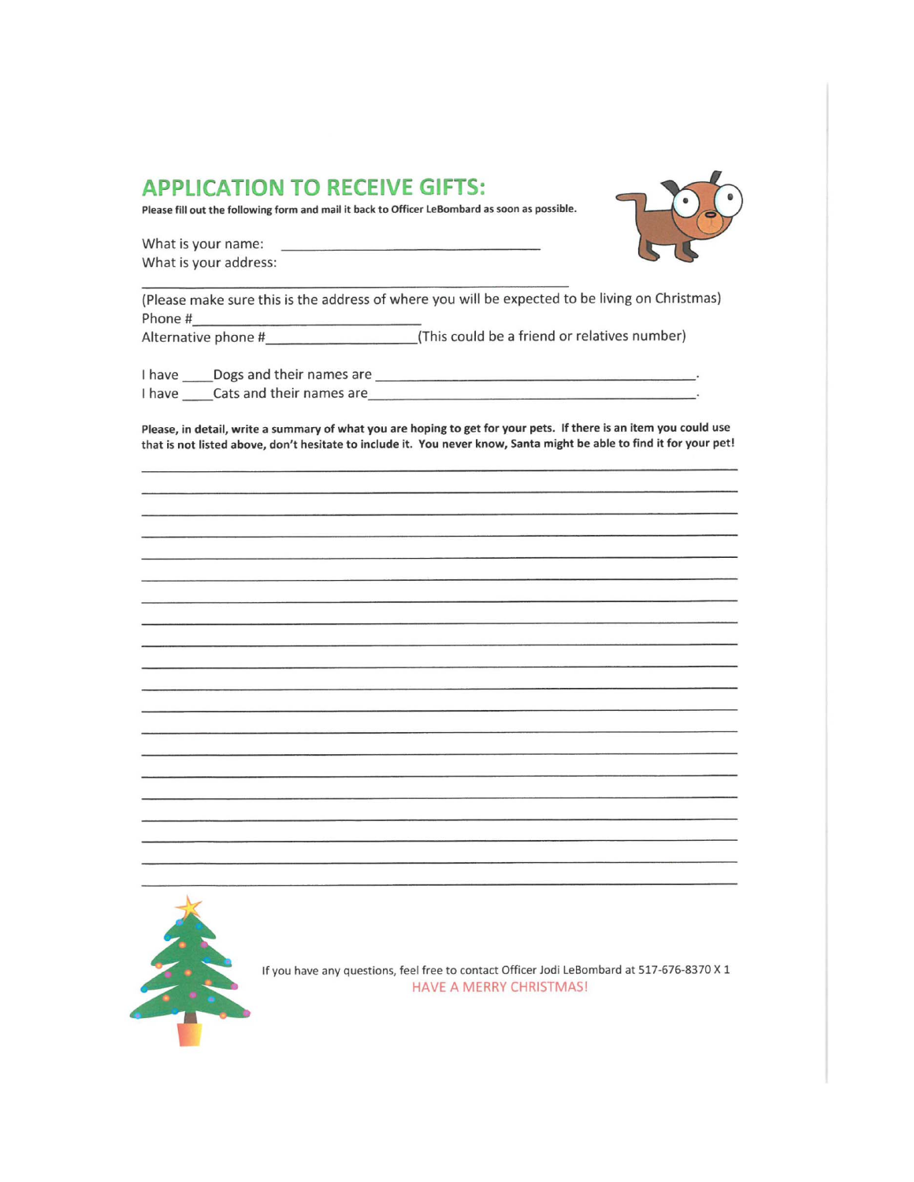## APPLICATION TO RECEIVE GIFTS:

**Please fill out the following form and mail it back to Officer LeBombard as soon as possible.**

What is your name: ______________________________

What is your address:

_________________________________________________

(Please make sure this is the address of where you will be expected to be living on Christmas)

Phone #__________________________

Alternative phone #__________________(This could be a friend or relatives number)

I have ____Dogs and their names are ________________________________________.

I have ____Cats and their names are_________________________________________.

**Please, in detail, write a summary of what you are hoping to get for your pets. If there is an item you could use that is not listed above, don't hesitate to include it. You never know, Santa might be able to find it for your pet!**

_____________________________________________________________________

_____________________________________________________________________

_____________________________________________________________________

_____________________________________________________________________

_____________________________________________________________________

_____________________________________________________________________

_____________________________________________________________________

_____________________________________________________________________

_____________________________________________________________________

_____________________________________________________________________

_____________________________________________________________________

_____________________________________________________________________

_____________________________________________________________________

_____________________________________________________________________

_____________________________________________________________________

_____________________________________________________________________

_____________________________________________________________________

_____________________________________________________________________

_____________________________________________________________________

If you have any questions, feel free to contact Officer Jodi LeBombard at 517-676-8370 X 1

HAVE A MERRY CHRISTMAS!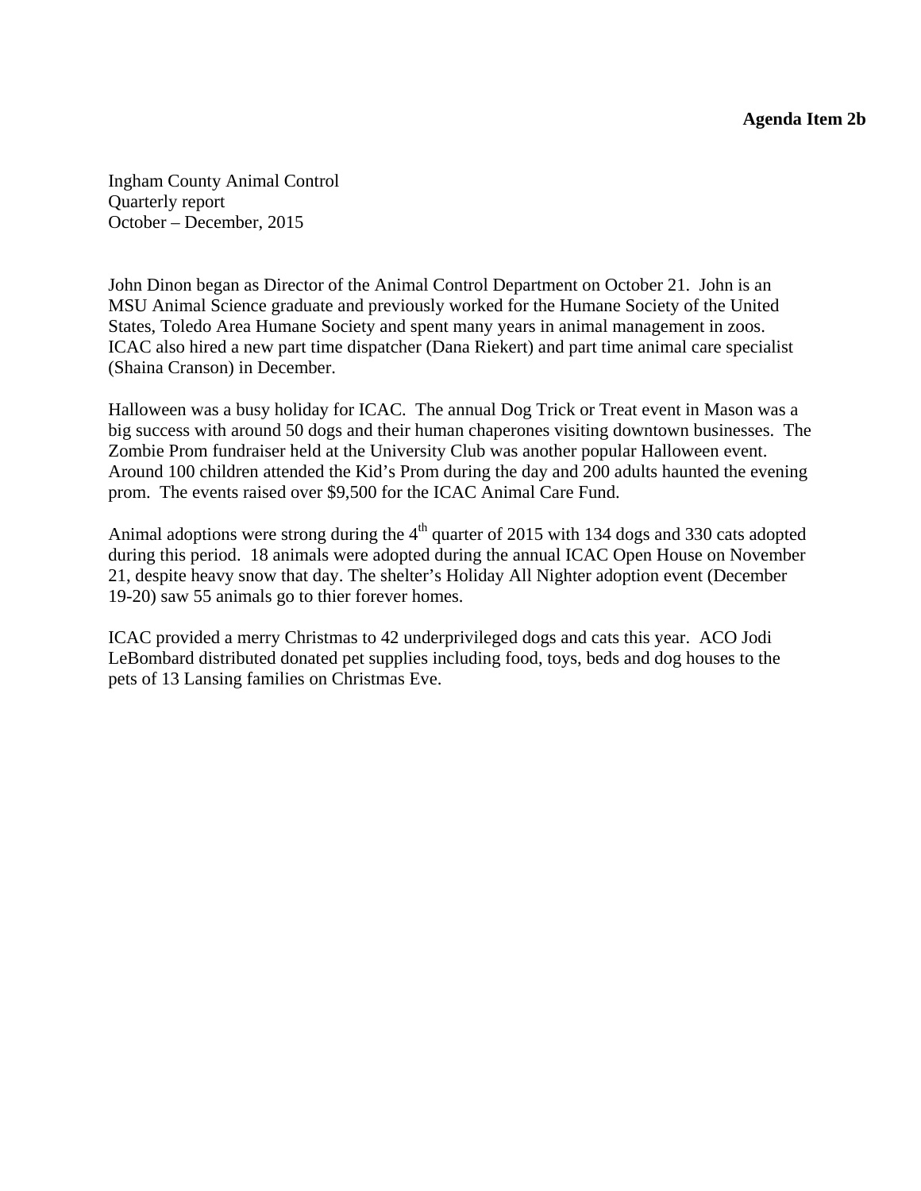**Agenda Item 2b**

Ingham County Animal Control
Quarterly report
October – December, 2015

John Dinon began as Director of the Animal Control Department on October 21. John is an MSU Animal Science graduate and previously worked for the Humane Society of the United States, Toledo Area Humane Society and spent many years in animal management in zoos. ICAC also hired a new part time dispatcher (Dana Riekert) and part time animal care specialist (Shaina Cranson) in December.

Halloween was a busy holiday for ICAC. The annual Dog Trick or Treat event in Mason was a big success with around 50 dogs and their human chaperones visiting downtown businesses. The Zombie Prom fundraiser held at the University Club was another popular Halloween event. Around 100 children attended the Kid's Prom during the day and 200 adults haunted the evening prom. The events raised over $9,500 for the ICAC Animal Care Fund.

Animal adoptions were strong during the 4th quarter of 2015 with 134 dogs and 330 cats adopted during this period. 18 animals were adopted during the annual ICAC Open House on November 21, despite heavy snow that day. The shelter's Holiday All Nighter adoption event (December 19-20) saw 55 animals go to thier forever homes.

ICAC provided a merry Christmas to 42 underprivileged dogs and cats this year. ACO Jodi LeBombard distributed donated pet supplies including food, toys, beds and dog houses to the pets of 13 Lansing families on Christmas Eve.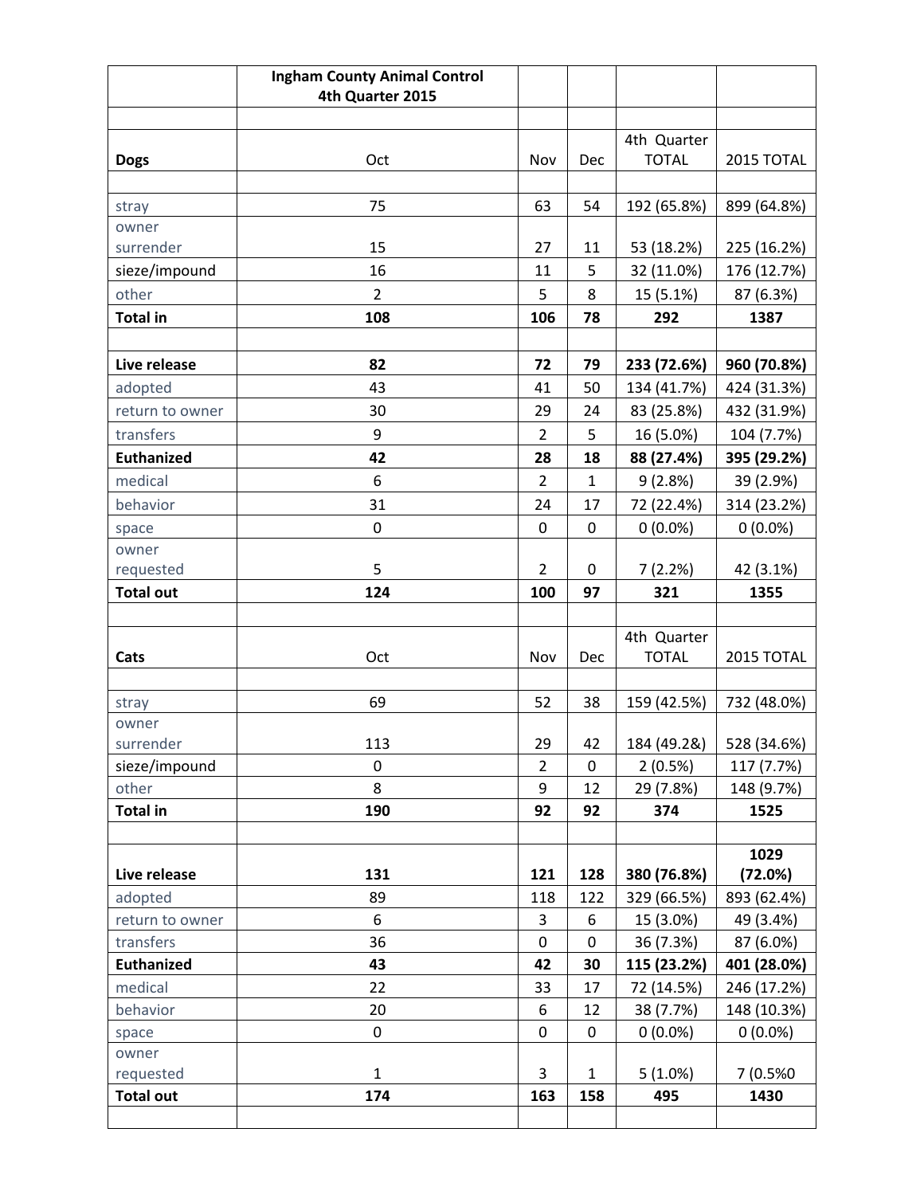| | Ingham County Animal Control<br>4th Quarter 2015 | | | | |
|---|---|---|---|---|---|
| | | | | | |
| **Dogs** | Oct | Nov | Dec | 4th Quarter TOTAL | 2015 TOTAL |
| | | | | | |
| stray | 75 | 63 | 54 | 192 (65.8%) | 899 (64.8%) |
| owner surrender | 15 | 27 | 11 | 53 (18.2%) | 225 (16.2%) |
| sieze/impound | 16 | 11 | 5 | 32 (11.0%) | 176 (12.7%) |
| other | 2 | 5 | 8 | 15 (5.1%) | 87 (6.3%) |
| **Total in** | **108** | **106** | **78** | **292** | **1387** |
| | | | | | |
| **Live release** | **82** | **72** | **79** | **233 (72.6%)** | **960 (70.8%)** |
| adopted | 43 | 41 | 50 | 134 (41.7%) | 424 (31.3%) |
| return to owner | 30 | 29 | 24 | 83 (25.8%) | 432 (31.9%) |
| transfers | 9 | 2 | 5 | 16 (5.0%) | 104 (7.7%) |
| **Euthanized** | **42** | **28** | **18** | **88 (27.4%)** | **395 (29.2%)** |
| medical | 6 | 2 | 1 | 9 (2.8%) | 39 (2.9%) |
| behavior | 31 | 24 | 17 | 72 (22.4%) | 314 (23.2%) |
| space | 0 | 0 | 0 | 0 (0.0%) | 0 (0.0%) |
| owner requested | 5 | 2 | 0 | 7 (2.2%) | 42 (3.1%) |
| **Total out** | **124** | **100** | **97** | **321** | **1355** |
| | | | | | |
| **Cats** | Oct | Nov | Dec | 4th Quarter TOTAL | 2015 TOTAL |
| | | | | | |
| stray | 69 | 52 | 38 | 159 (42.5%) | 732 (48.0%) |
| owner surrender | 113 | 29 | 42 | 184 (49.2&) | 528 (34.6%) |
| sieze/impound | 0 | 2 | 0 | 2 (0.5%) | 117 (7.7%) |
| other | 8 | 9 | 12 | 29 (7.8%) | 148 (9.7%) |
| **Total in** | **190** | **92** | **92** | **374** | **1525** |
| | | | | | |
| **Live release** | **131** | **121** | **128** | **380 (76.8%)** | **1029 (72.0%)** |
| adopted | 89 | 118 | 122 | 329 (66.5%) | 893 (62.4%) |
| return to owner | 6 | 3 | 6 | 15 (3.0%) | 49 (3.4%) |
| transfers | 36 | 0 | 0 | 36 (7.3%) | 87 (6.0%) |
| **Euthanized** | **43** | **42** | **30** | **115 (23.2%)** | **401 (28.0%)** |
| medical | 22 | 33 | 17 | 72 (14.5%) | 246 (17.2%) |
| behavior | 20 | 6 | 12 | 38 (7.7%) | 148 (10.3%) |
| space | 0 | 0 | 0 | 0 (0.0%) | 0 (0.0%) |
| owner requested | 1 | 3 | 1 | 5 (1.0%) | 7 (0.5%0 |
| **Total out** | **174** | **163** | **158** | **495** | **1430** |
| | | | | | |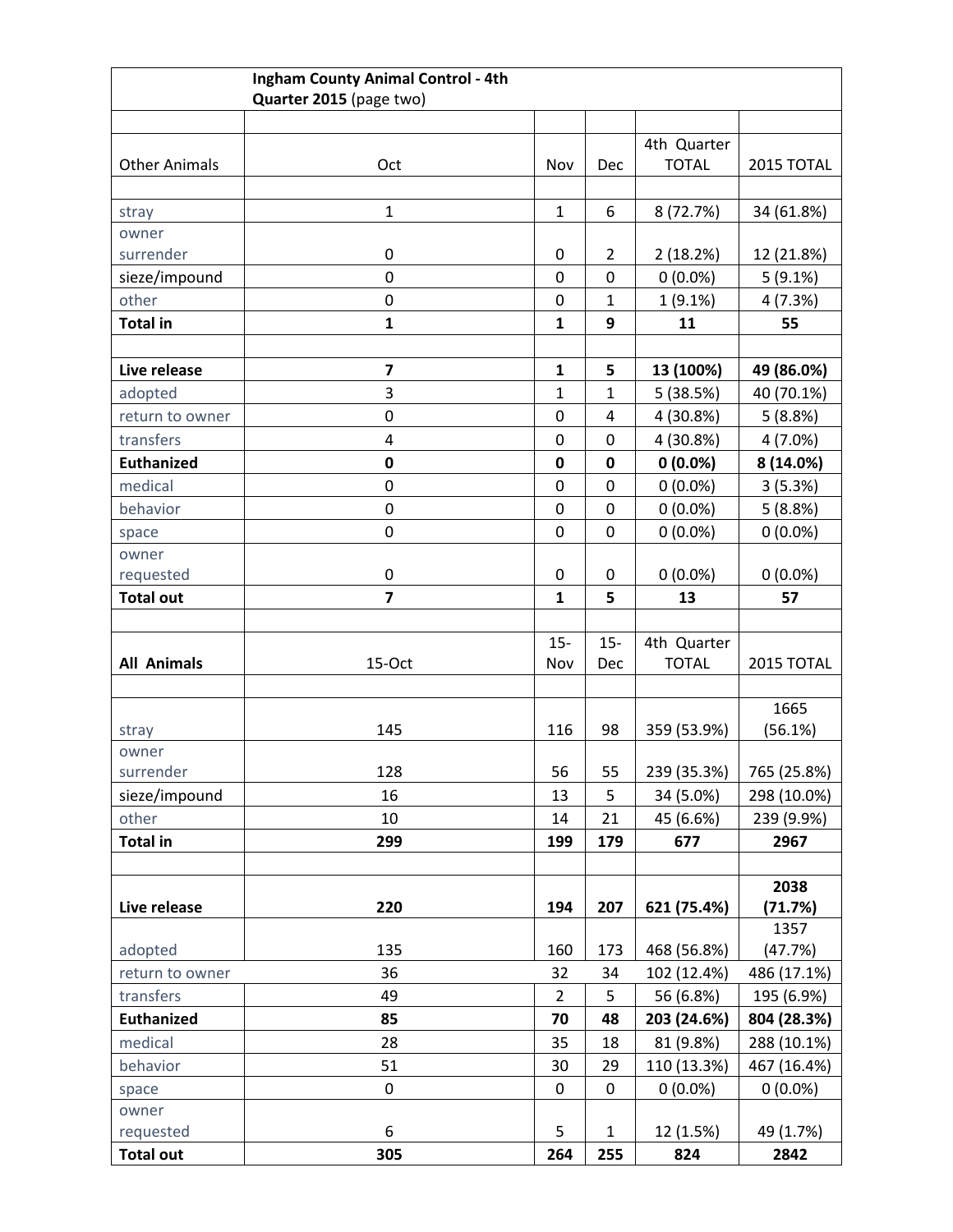| | **Ingham County Animal Control - 4th Quarter 2015** (page two) | | | | |
|---|---|---|---|---|---|
| | | | | | |
| Other Animals | Oct | Nov | Dec | 4th Quarter TOTAL | 2015 TOTAL |
| | | | | | |
| stray | 1 | 1 | 6 | 8 (72.7%) | 34 (61.8%) |
| owner surrender | 0 | 0 | 2 | 2 (18.2%) | 12 (21.8%) |
| sieze/impound | 0 | 0 | 0 | 0 (0.0%) | 5 (9.1%) |
| other | 0 | 0 | 1 | 1 (9.1%) | 4 (7.3%) |
| **Total in** | **1** | **1** | **9** | **11** | **55** |
| | | | | | |
| **Live release** | **7** | **1** | **5** | **13 (100%)** | **49 (86.0%)** |
| adopted | 3 | 1 | 1 | 5 (38.5%) | 40 (70.1%) |
| return to owner | 0 | 0 | 4 | 4 (30.8%) | 5 (8.8%) |
| transfers | 4 | 0 | 0 | 4 (30.8%) | 4 (7.0%) |
| **Euthanized** | **0** | **0** | **0** | **0 (0.0%)** | **8 (14.0%)** |
| medical | 0 | 0 | 0 | 0 (0.0%) | 3 (5.3%) |
| behavior | 0 | 0 | 0 | 0 (0.0%) | 5 (8.8%) |
| space | 0 | 0 | 0 | 0 (0.0%) | 0 (0.0%) |
| owner requested | 0 | 0 | 0 | 0 (0.0%) | 0 (0.0%) |
| **Total out** | **7** | **1** | **5** | **13** | **57** |
| | | | | | |
| **All Animals** | 15-Oct | 15-Nov | 15-Dec | 4th Quarter TOTAL | 2015 TOTAL |
| | | | | | |
| stray | 145 | 116 | 98 | 359 (53.9%) | 1665 (56.1%) |
| owner surrender | 128 | 56 | 55 | 239 (35.3%) | 765 (25.8%) |
| sieze/impound | 16 | 13 | 5 | 34 (5.0%) | 298 (10.0%) |
| other | 10 | 14 | 21 | 45 (6.6%) | 239 (9.9%) |
| **Total in** | **299** | **199** | **179** | **677** | **2967** |
| | | | | | |
| **Live release** | **220** | **194** | **207** | **621 (75.4%)** | **2038 (71.7%)** |
| adopted | 135 | 160 | 173 | 468 (56.8%) | 1357 (47.7%) |
| return to owner | 36 | 32 | 34 | 102 (12.4%) | 486 (17.1%) |
| transfers | 49 | 2 | 5 | 56 (6.8%) | 195 (6.9%) |
| **Euthanized** | **85** | **70** | **48** | **203 (24.6%)** | **804 (28.3%)** |
| medical | 28 | 35 | 18 | 81 (9.8%) | 288 (10.1%) |
| behavior | 51 | 30 | 29 | 110 (13.3%) | 467 (16.4%) |
| space | 0 | 0 | 0 | 0 (0.0%) | 0 (0.0%) |
| owner requested | 6 | 5 | 1 | 12 (1.5%) | 49 (1.7%) |
| **Total out** | **305** | **264** | **255** | **824** | **2842** |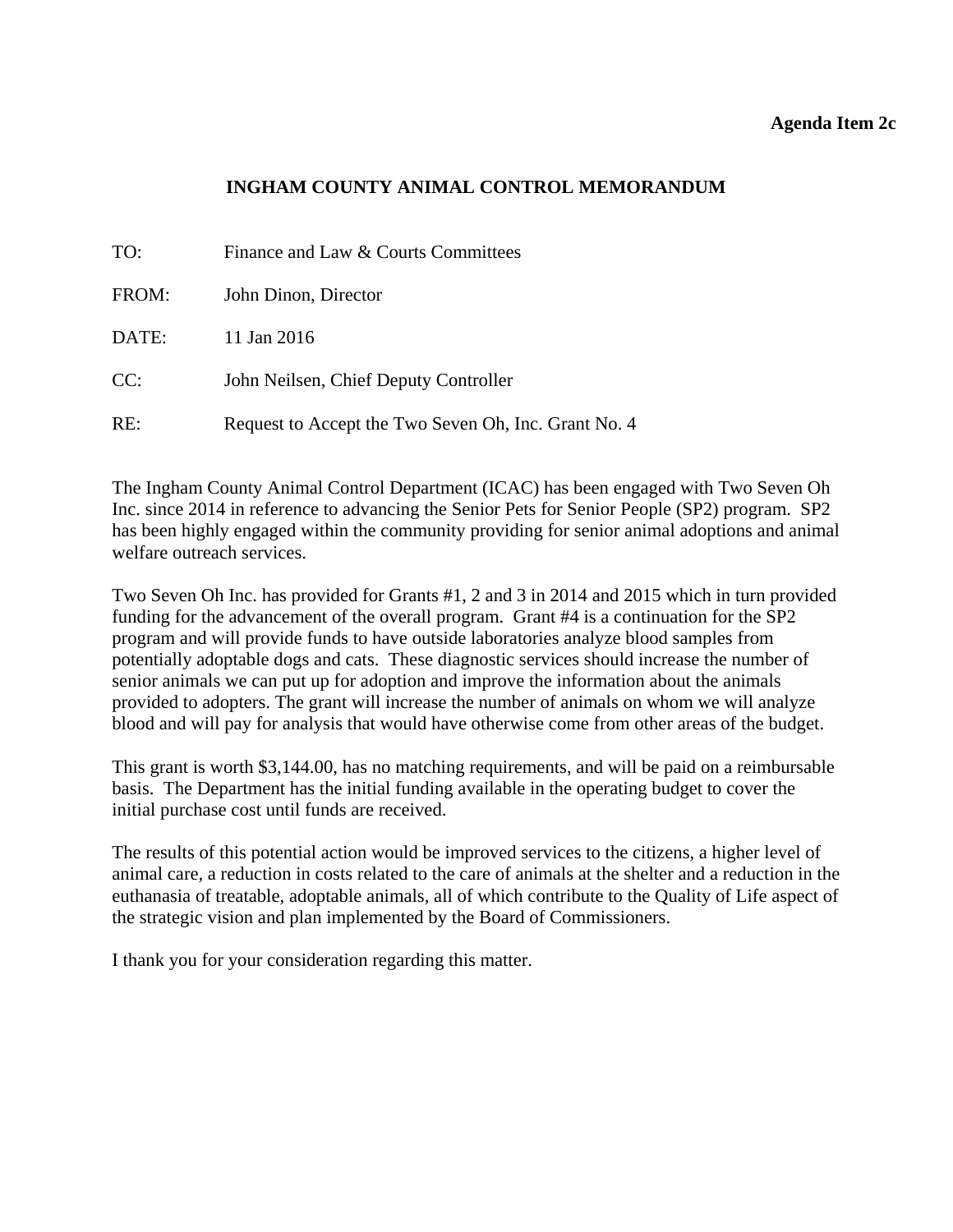**Agenda Item 2c**

**INGHAM COUNTY ANIMAL CONTROL MEMORANDUM**

TO: Finance and Law & Courts Committees

FROM: John Dinon, Director

DATE: 11 Jan 2016

CC: John Neilsen, Chief Deputy Controller

RE: Request to Accept the Two Seven Oh, Inc. Grant No. 4

The Ingham County Animal Control Department (ICAC) has been engaged with Two Seven Oh Inc. since 2014 in reference to advancing the Senior Pets for Senior People (SP2) program. SP2 has been highly engaged within the community providing for senior animal adoptions and animal welfare outreach services.

Two Seven Oh Inc. has provided for Grants #1, 2 and 3 in 2014 and 2015 which in turn provided funding for the advancement of the overall program. Grant #4 is a continuation for the SP2 program and will provide funds to have outside laboratories analyze blood samples from potentially adoptable dogs and cats. These diagnostic services should increase the number of senior animals we can put up for adoption and improve the information about the animals provided to adopters. The grant will increase the number of animals on whom we will analyze blood and will pay for analysis that would have otherwise come from other areas of the budget.

This grant is worth $3,144.00, has no matching requirements, and will be paid on a reimbursable basis. The Department has the initial funding available in the operating budget to cover the initial purchase cost until funds are received.

The results of this potential action would be improved services to the citizens, a higher level of animal care, a reduction in costs related to the care of animals at the shelter and a reduction in the euthanasia of treatable, adoptable animals, all of which contribute to the Quality of Life aspect of the strategic vision and plan implemented by the Board of Commissioners.

I thank you for your consideration regarding this matter.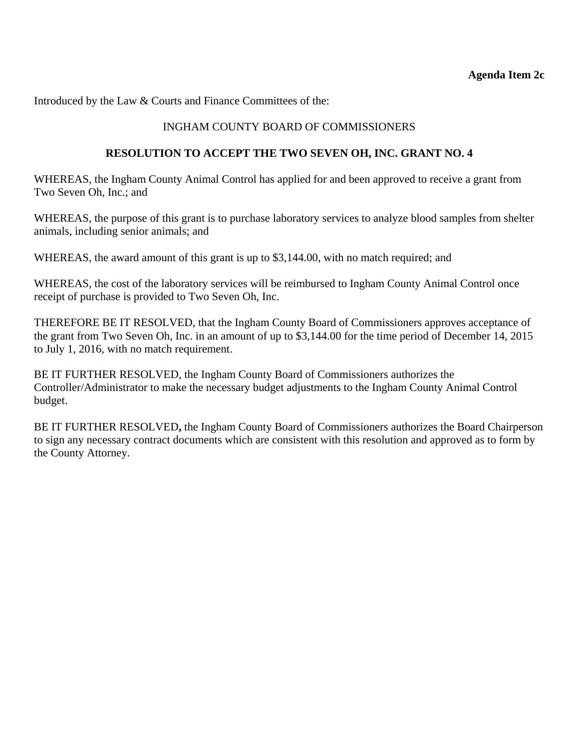**Agenda Item 2c**

Introduced by the Law & Courts and Finance Committees of the:

INGHAM COUNTY BOARD OF COMMISSIONERS

**RESOLUTION TO ACCEPT THE TWO SEVEN OH, INC. GRANT NO. 4**

WHEREAS, the Ingham County Animal Control has applied for and been approved to receive a grant from Two Seven Oh, Inc.; and

WHEREAS, the purpose of this grant is to purchase laboratory services to analyze blood samples from shelter animals, including senior animals; and

WHEREAS, the award amount of this grant is up to $3,144.00, with no match required; and

WHEREAS, the cost of the laboratory services will be reimbursed to Ingham County Animal Control once receipt of purchase is provided to Two Seven Oh, Inc.

THEREFORE BE IT RESOLVED, that the Ingham County Board of Commissioners approves acceptance of the grant from Two Seven Oh, Inc. in an amount of up to $3,144.00 for the time period of December 14, 2015 to July 1, 2016, with no match requirement.

BE IT FURTHER RESOLVED, the Ingham County Board of Commissioners authorizes the Controller/Administrator to make the necessary budget adjustments to the Ingham County Animal Control budget.

BE IT FURTHER RESOLVED**,** the Ingham County Board of Commissioners authorizes the Board Chairperson to sign any necessary contract documents which are consistent with this resolution and approved as to form by the County Attorney.